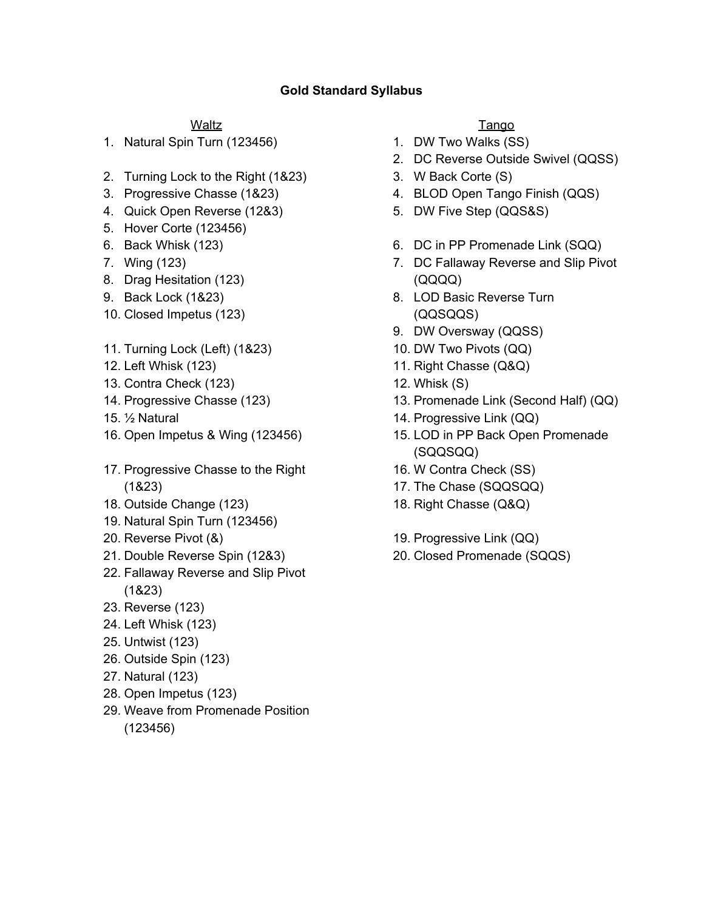**Gold Standard Syllabus**

## Waltz

1. Natural Spin Turn (123456)

2. Turning Lock to the Right (1&23)
3. Progressive Chasse (1&23)
4. Quick Open Reverse (12&3)
5. Hover Corte (123456)
6. Back Whisk (123)
7. Wing (123)
8. Drag Hesitation (123)
9. Back Lock (1&23)
10. Closed Impetus (123)

11. Turning Lock (Left) (1&23)
12. Left Whisk (123)
13. Contra Check (123)
14. Progressive Chasse (123)
15. ½ Natural
16. Open Impetus & Wing (123456)

17. Progressive Chasse to the Right (1&23)
18. Outside Change (123)
19. Natural Spin Turn (123456)
20. Reverse Pivot (&)
21. Double Reverse Spin (12&3)
22. Fallaway Reverse and Slip Pivot (1&23)
23. Reverse (123)
24. Left Whisk (123)
25. Untwist (123)
26. Outside Spin (123)
27. Natural (123)
28. Open Impetus (123)
29. Weave from Promenade Position (123456)

## Tango

1. DW Two Walks (SS)
2. DC Reverse Outside Swivel (QQSS)
3. W Back Corte (S)
4. BLOD Open Tango Finish (QQS)
5. DW Five Step (QQS&S)

6. DC in PP Promenade Link (SQQ)
7. DC Fallaway Reverse and Slip Pivot (QQQQ)
8. LOD Basic Reverse Turn (QQSQQS)
9. DW Oversway (QQSS)
10. DW Two Pivots (QQ)
11. Right Chasse (Q&Q)
12. Whisk (S)
13. Promenade Link (Second Half) (QQ)
14. Progressive Link (QQ)
15. LOD in PP Back Open Promenade (SQQSQQ)
16. W Contra Check (SS)
17. The Chase (SQQSQQ)
18. Right Chasse (Q&Q)

19. Progressive Link (QQ)
20. Closed Promenade (SQQS)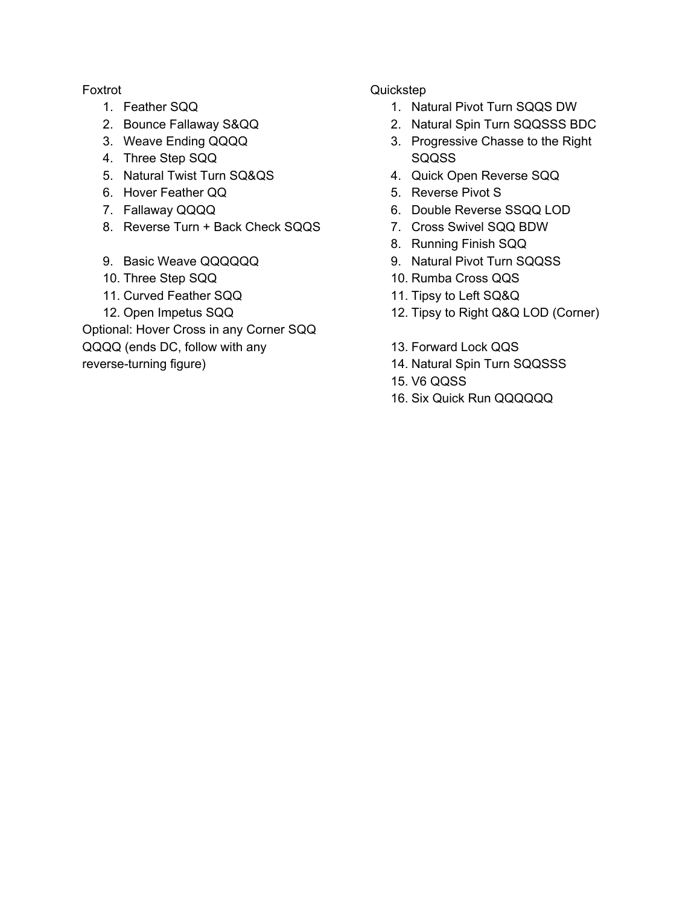Foxtrot

1. Feather SQQ
2. Bounce Fallaway S&QQ
3. Weave Ending QQQQ
4. Three Step SQQ
5. Natural Twist Turn SQ&QS
6. Hover Feather QQ
7. Fallaway QQQQ
8. Reverse Turn + Back Check SQQS

9. Basic Weave QQQQQQ
10. Three Step SQQ
11. Curved Feather SQQ
12. Open Impetus SQQ

Optional: Hover Cross in any Corner SQQ QQQQ (ends DC, follow with any reverse-turning figure)

Quickstep

1. Natural Pivot Turn SQQS DW
2. Natural Spin Turn SQQSSS BDC
3. Progressive Chasse to the Right SQQSS
4. Quick Open Reverse SQQ
5. Reverse Pivot S
6. Double Reverse SSQQ LOD
7. Cross Swivel SQQ BDW
8. Running Finish SQQ
9. Natural Pivot Turn SQQSS
10. Rumba Cross QQS
11. Tipsy to Left SQ&Q
12. Tipsy to Right Q&Q LOD (Corner)

13. Forward Lock QQS
14. Natural Spin Turn SQQSSS
15. V6 QQSS
16. Six Quick Run QQQQQQ